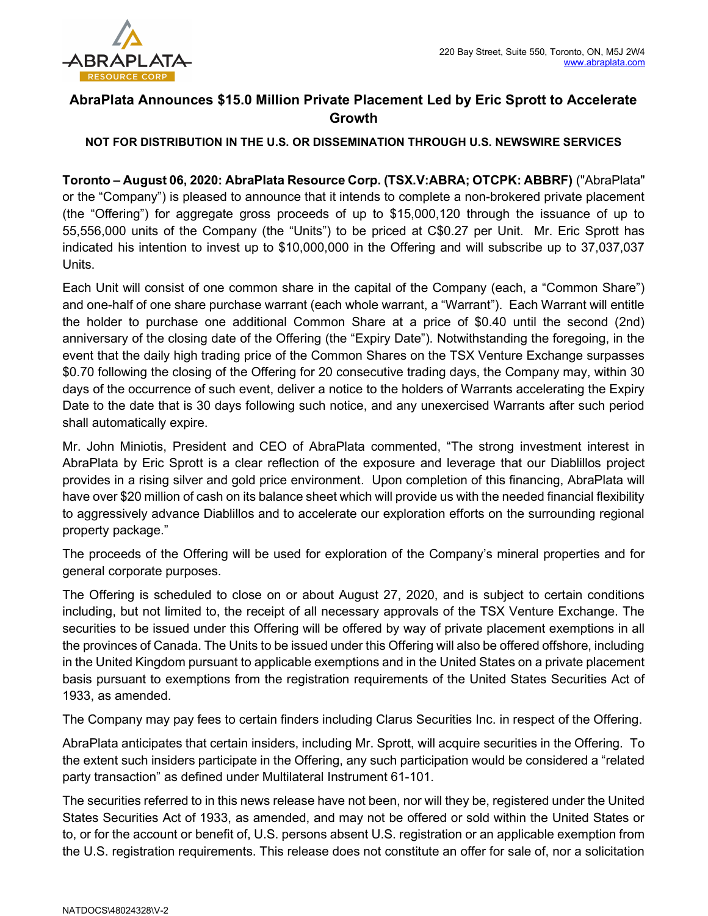ABRAPLATA RESOURCE CORP

220 Bay Street, Suite 550, Toronto, ON, M5J 2W4
www.abraplata.com

# AbraPlata Announces $15.0 Million Private Placement Led by Eric Sprott to Accelerate Growth

**NOT FOR DISTRIBUTION IN THE U.S. OR DISSEMINATION THROUGH U.S. NEWSWIRE SERVICES**

**Toronto – August 06, 2020: AbraPlata Resource Corp. (TSX.V:ABRA; OTCPK: ABBRF)** ("AbraPlata" or the "Company") is pleased to announce that it intends to complete a non-brokered private placement (the "Offering") for aggregate gross proceeds of up to $15,000,120 through the issuance of up to 55,556,000 units of the Company (the "Units") to be priced at C$0.27 per Unit. Mr. Eric Sprott has indicated his intention to invest up to $10,000,000 in the Offering and will subscribe up to 37,037,037 Units.

Each Unit will consist of one common share in the capital of the Company (each, a "Common Share") and one-half of one share purchase warrant (each whole warrant, a "Warrant"). Each Warrant will entitle the holder to purchase one additional Common Share at a price of $0.40 until the second (2nd) anniversary of the closing date of the Offering (the "Expiry Date"). Notwithstanding the foregoing, in the event that the daily high trading price of the Common Shares on the TSX Venture Exchange surpasses $0.70 following the closing of the Offering for 20 consecutive trading days, the Company may, within 30 days of the occurrence of such event, deliver a notice to the holders of Warrants accelerating the Expiry Date to the date that is 30 days following such notice, and any unexercised Warrants after such period shall automatically expire.

Mr. John Miniotis, President and CEO of AbraPlata commented, "The strong investment interest in AbraPlata by Eric Sprott is a clear reflection of the exposure and leverage that our Diablillos project provides in a rising silver and gold price environment. Upon completion of this financing, AbraPlata will have over $20 million of cash on its balance sheet which will provide us with the needed financial flexibility to aggressively advance Diablillos and to accelerate our exploration efforts on the surrounding regional property package."

The proceeds of the Offering will be used for exploration of the Company's mineral properties and for general corporate purposes.

The Offering is scheduled to close on or about August 27, 2020, and is subject to certain conditions including, but not limited to, the receipt of all necessary approvals of the TSX Venture Exchange. The securities to be issued under this Offering will be offered by way of private placement exemptions in all the provinces of Canada. The Units to be issued under this Offering will also be offered offshore, including in the United Kingdom pursuant to applicable exemptions and in the United States on a private placement basis pursuant to exemptions from the registration requirements of the United States Securities Act of 1933, as amended.

The Company may pay fees to certain finders including Clarus Securities Inc. in respect of the Offering.

AbraPlata anticipates that certain insiders, including Mr. Sprott, will acquire securities in the Offering. To the extent such insiders participate in the Offering, any such participation would be considered a "related party transaction" as defined under Multilateral Instrument 61-101.

The securities referred to in this news release have not been, nor will they be, registered under the United States Securities Act of 1933, as amended, and may not be offered or sold within the United States or to, or for the account or benefit of, U.S. persons absent U.S. registration or an applicable exemption from the U.S. registration requirements. This release does not constitute an offer for sale of, nor a solicitation

NATDOCS\48024328\V-2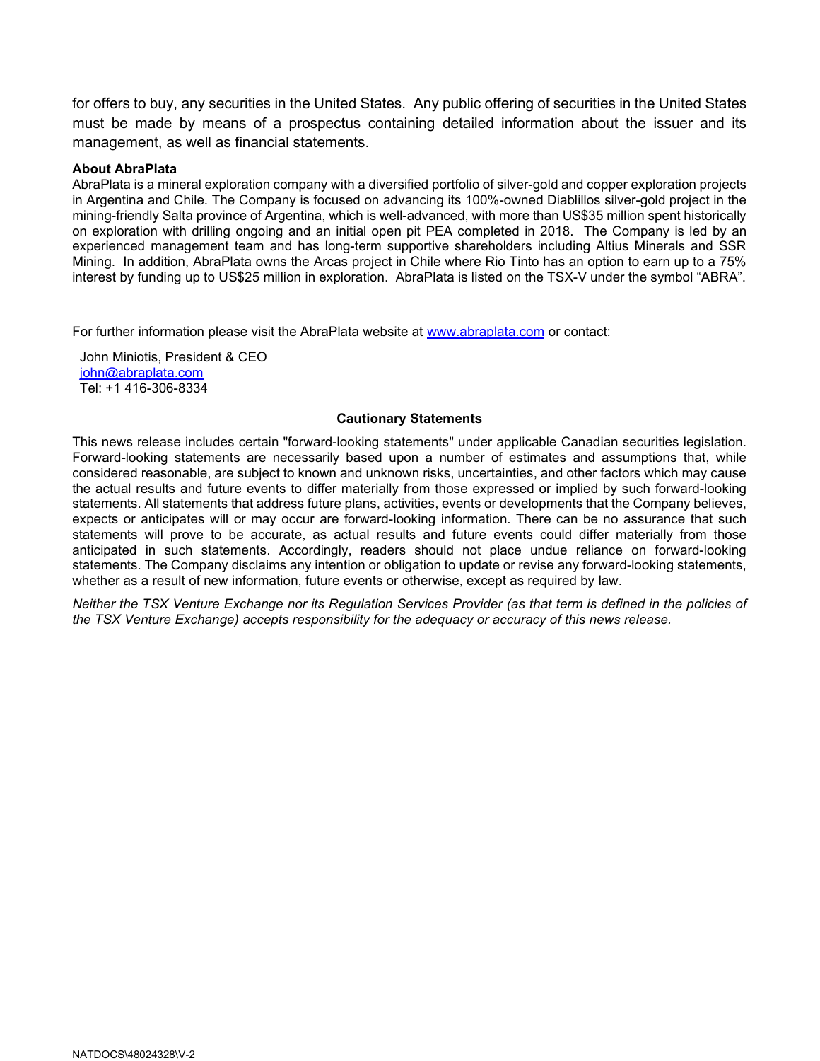for offers to buy, any securities in the United States. Any public offering of securities in the United States must be made by means of a prospectus containing detailed information about the issuer and its management, as well as financial statements.

**About AbraPlata**

AbraPlata is a mineral exploration company with a diversified portfolio of silver-gold and copper exploration projects in Argentina and Chile. The Company is focused on advancing its 100%-owned Diablillos silver-gold project in the mining-friendly Salta province of Argentina, which is well-advanced, with more than US$35 million spent historically on exploration with drilling ongoing and an initial open pit PEA completed in 2018. The Company is led by an experienced management team and has long-term supportive shareholders including Altius Minerals and SSR Mining. In addition, AbraPlata owns the Arcas project in Chile where Rio Tinto has an option to earn up to a 75% interest by funding up to US$25 million in exploration. AbraPlata is listed on the TSX-V under the symbol "ABRA".

For further information please visit the AbraPlata website at [www.abraplata.com](http://www.abraplata.com) or contact:

John Miniotis, President & CEO
[john@abraplata.com](mailto:john@abraplata.com)
Tel: +1 416-306-8334

**Cautionary Statements**

This news release includes certain "forward-looking statements" under applicable Canadian securities legislation. Forward-looking statements are necessarily based upon a number of estimates and assumptions that, while considered reasonable, are subject to known and unknown risks, uncertainties, and other factors which may cause the actual results and future events to differ materially from those expressed or implied by such forward-looking statements. All statements that address future plans, activities, events or developments that the Company believes, expects or anticipates will or may occur are forward-looking information. There can be no assurance that such statements will prove to be accurate, as actual results and future events could differ materially from those anticipated in such statements. Accordingly, readers should not place undue reliance on forward-looking statements. The Company disclaims any intention or obligation to update or revise any forward-looking statements, whether as a result of new information, future events or otherwise, except as required by law.

*Neither the TSX Venture Exchange nor its Regulation Services Provider (as that term is defined in the policies of the TSX Venture Exchange) accepts responsibility for the adequacy or accuracy of this news release.*